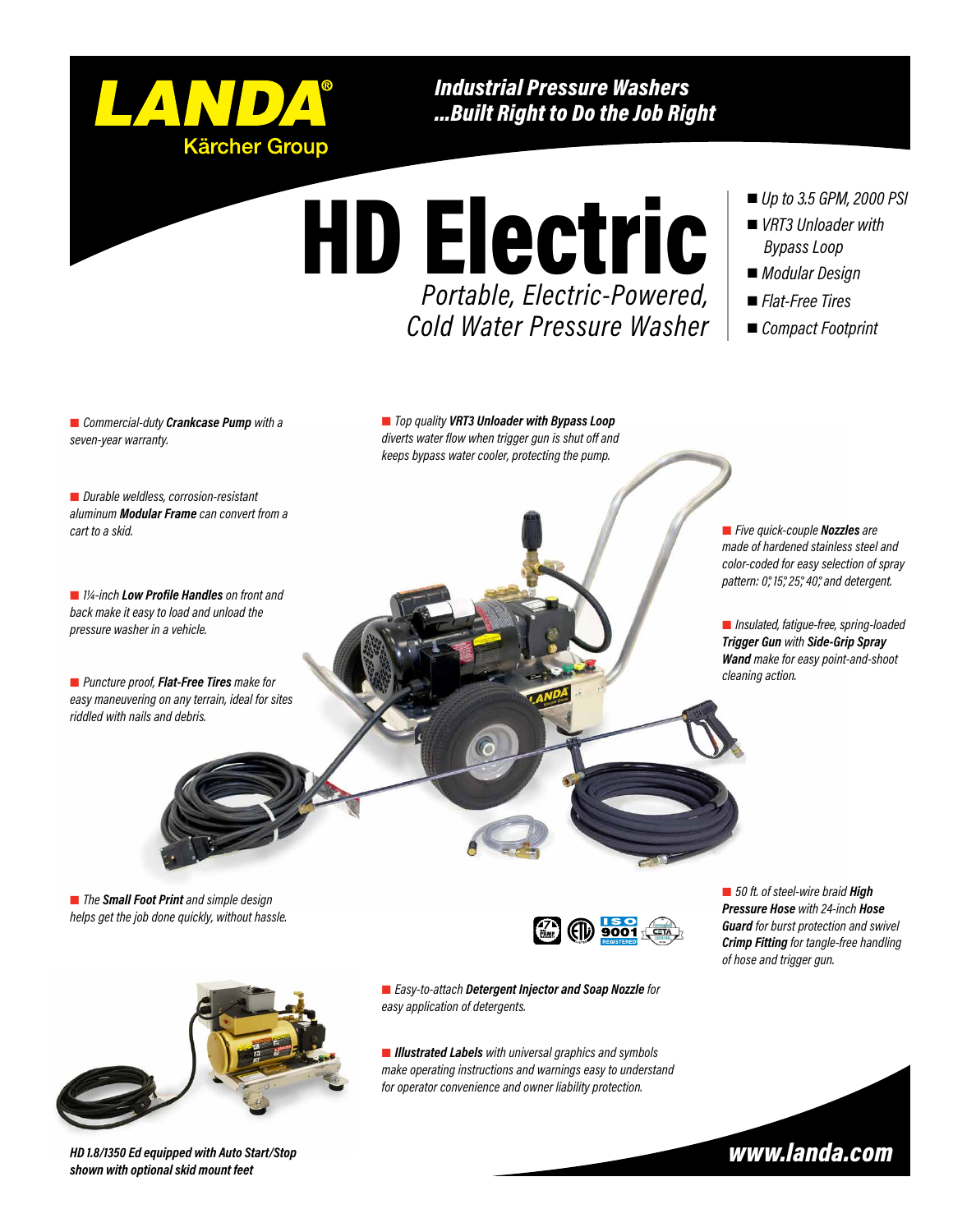**LANDA®**
Kärcher Group

***Industrial Pressure Washers***
***...Built Right to Do the Job Right***

# HD Electric

*Portable, Electric-Powered, Cold Water Pressure Washer*

- *Up to 3.5 GPM, 2000 PSI*
- *VRT3 Unloader with Bypass Loop*
- *Modular Design*
- *Flat-Free Tires*
- *Compact Footprint*

- *Commercial-duty **Crankcase Pump** with a seven-year warranty.*
- *Durable weldless, corrosion-resistant aluminum **Modular Frame** can convert from a cart to a skid.*
- *1¼-inch **Low Profile Handles** on front and back make it easy to load and unload the pressure washer in a vehicle.*
- *Puncture proof, **Flat-Free Tires** make for easy maneuvering on any terrain, ideal for sites riddled with nails and debris.*
- *The **Small Foot Print** and simple design helps get the job done quickly, without hassle.*
- *Top quality **VRT3 Unloader with Bypass Loop** diverts water flow when trigger gun is shut off and keeps bypass water cooler, protecting the pump.*
- *Five quick-couple **Nozzles** are made of hardened stainless steel and color-coded for easy selection of spray pattern: 0°, 15°, 25°, 40°, and detergent.*
- *Insulated, fatigue-free, spring-loaded **Trigger Gun** with **Side-Grip Spray Wand** make for easy point-and-shoot cleaning action.*
- *50 ft. of steel-wire braid **High Pressure Hose** with 24-inch **Hose Guard** for burst protection and swivel **Crimp Fitting** for tangle-free handling of hose and trigger gun.*
- *Easy-to-attach **Detergent Injector and Soap Nozzle** for easy application of detergents.*
- ***Illustrated Labels** with universal graphics and symbols make operating instructions and warnings easy to understand for operator convenience and owner liability protection.*

ISO 9001 REGISTERED

***HD 1.8/1350 Ed equipped with Auto Start/Stop shown with optional skid mount feet***

***www.landa.com***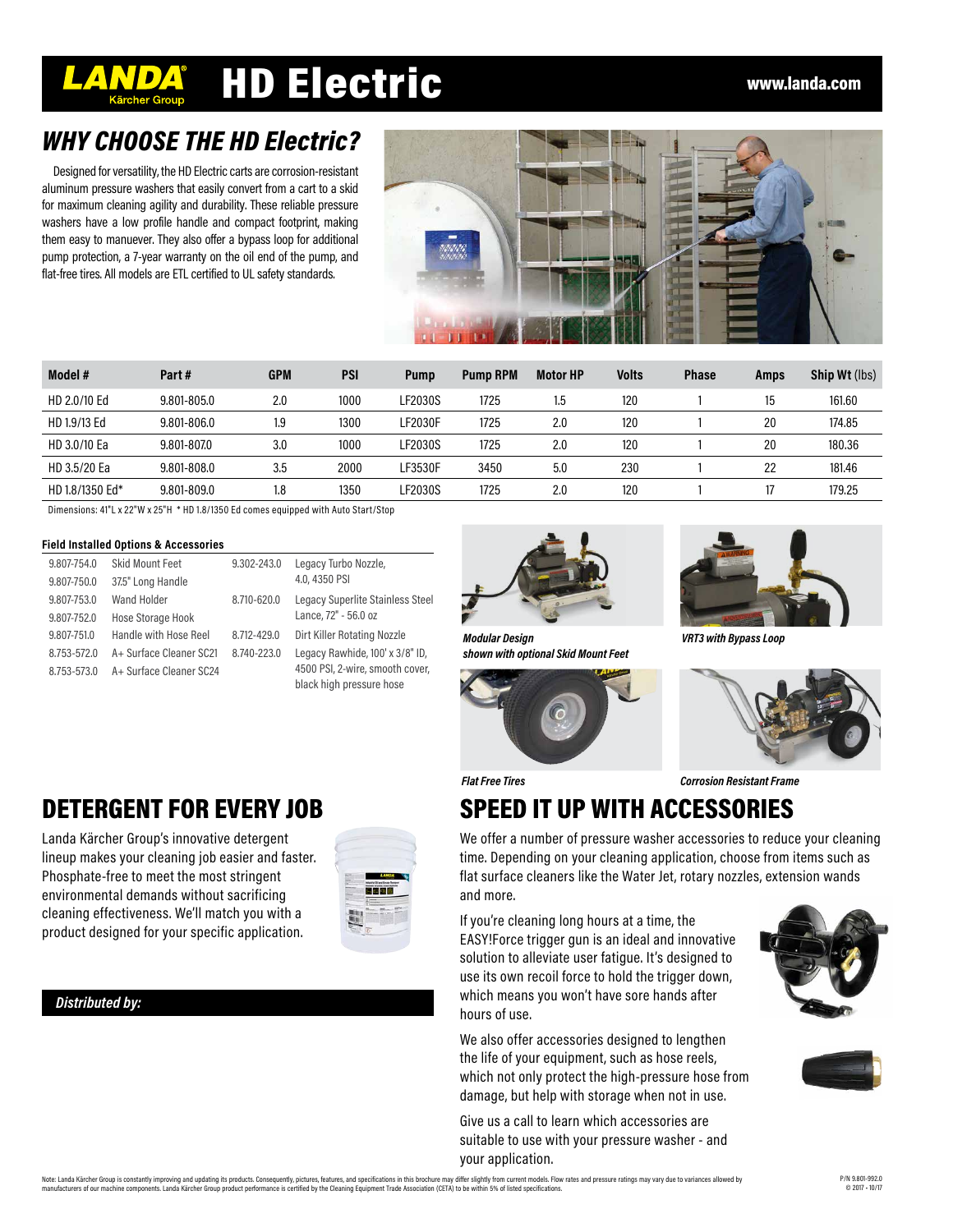# LANDA Kärcher Group HD Electric

www.landa.com

## WHY CHOOSE THE HD Electric?

Designed for versatility, the HD Electric carts are corrosion-resistant aluminum pressure washers that easily convert from a cart to a skid for maximum cleaning agility and durability. These reliable pressure washers have a low profile handle and compact footprint, making them easy to manuever. They also offer a bypass loop for additional pump protection, a 7-year warranty on the oil end of the pump, and flat-free tires. All models are ETL certified to UL safety standards.

| Model # | Part # | GPM | PSI | Pump | Pump RPM | Motor HP | Volts | Phase | Amps | Ship Wt (lbs) |
|---|---|---|---|---|---|---|---|---|---|---|
| HD 2.0/10 Ed | 9.801-805.0 | 2.0 | 1000 | LF2030S | 1725 | 1.5 | 120 | 1 | 15 | 161.60 |
| HD 1.9/13 Ed | 9.801-806.0 | 1.9 | 1300 | LF2030F | 1725 | 2.0 | 120 | 1 | 20 | 174.85 |
| HD 3.0/10 Ea | 9.801-807.0 | 3.0 | 1000 | LF2030S | 1725 | 2.0 | 120 | 1 | 20 | 180.36 |
| HD 3.5/20 Ea | 9.801-808.0 | 3.5 | 2000 | LF3530F | 3450 | 5.0 | 230 | 1 | 22 | 181.46 |
| HD 1.8/1350 Ed* | 9.801-809.0 | 1.8 | 1350 | LF2030S | 1725 | 2.0 | 120 | 1 | 17 | 179.25 |

Dimensions: 41"L x 22"W x 25"H * HD 1.8/1350 Ed comes equipped with Auto Start/Stop

### Field Installed Options & Accessories

| | | | |
|---|---|---|---|
| 9.807-754.0 | Skid Mount Feet | 9.302-243.0 | Legacy Turbo Nozzle, 4.0, 4350 PSI |
| 9.807-750.0 | 37.5" Long Handle | | |
| 9.807-753.0 | Wand Holder | 8.710-620.0 | Legacy Superlite Stainless Steel Lance, 72" - 56.0 oz |
| 9.807-752.0 | Hose Storage Hook | | |
| 9.807-751.0 | Handle with Hose Reel | 8.712-429.0 | Dirt Killer Rotating Nozzle |
| 8.753-572.0 | A+ Surface Cleaner SC21 | 8.740-223.0 | Legacy Rawhide, 100' x 3/8" ID, 4500 PSI, 2-wire, smooth cover, black high pressure hose |
| 8.753-573.0 | A+ Surface Cleaner SC24 | | |

*Modular Design shown with optional Skid Mount Feet*

*VRT3 with Bypass Loop*

*Flat Free Tires*

*Corrosion Resistant Frame*

## DETERGENT FOR EVERY JOB

Landa Kärcher Group's innovative detergent lineup makes your cleaning job easier and faster. Phosphate-free to meet the most stringent environmental demands without sacrificing cleaning effectiveness. We'll match you with a product designed for your specific application.

***Distributed by:***

## SPEED IT UP WITH ACCESSORIES

We offer a number of pressure washer accessories to reduce your cleaning time. Depending on your cleaning application, choose from items such as flat surface cleaners like the Water Jet, rotary nozzles, extension wands and more.

If you're cleaning long hours at a time, the EASY!Force trigger gun is an ideal and innovative solution to alleviate user fatigue. It's designed to use its own recoil force to hold the trigger down, which means you won't have sore hands after hours of use.

We also offer accessories designed to lengthen the life of your equipment, such as hose reels, which not only protect the high-pressure hose from damage, but help with storage when not in use.

Give us a call to learn which accessories are suitable to use with your pressure washer - and your application.

Note: Landa Kärcher Group is constantly improving and updating its products. Consequently, pictures, features, and specifications in this brochure may differ slightly from current models. Flow rates and pressure ratings may vary due to variances allowed by manufacturers of our machine components. Landa Kärcher Group product performance is certified by the Cleaning Equipment Trade Association (CETA) to be within 5% of listed specifications.

P/N 9.801-992.0
© 2017 • 10/17